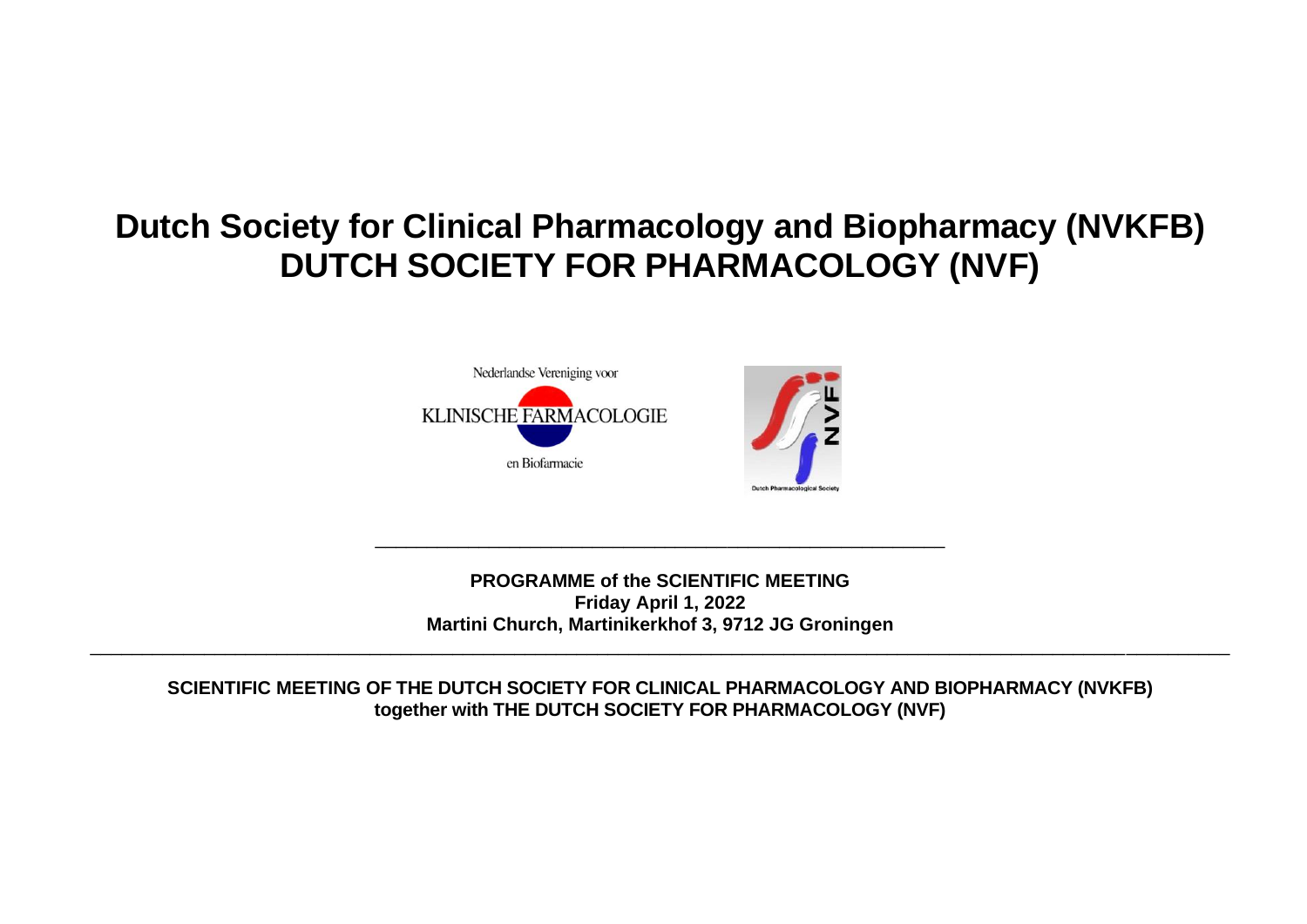# Dutch Society for Clinical Pharmacology and Biopharmacy (NVKFB)
# DUTCH SOCIETY FOR PHARMACOLOGY (NVF)

Nederlandse Vereniging voor KLINISCHE FARMACOLOGIE en Biofarmacie

NVF Dutch Pharmacological Society

---

**PROGRAMME of the SCIENTIFIC MEETING**
**Friday April 1, 2022**
**Martini Church, Martinikerkhof 3, 9712 JG Groningen**

---

**SCIENTIFIC MEETING OF THE DUTCH SOCIETY FOR CLINICAL PHARMACOLOGY AND BIOPHARMACY (NVKFB) together with THE DUTCH SOCIETY FOR PHARMACOLOGY (NVF)**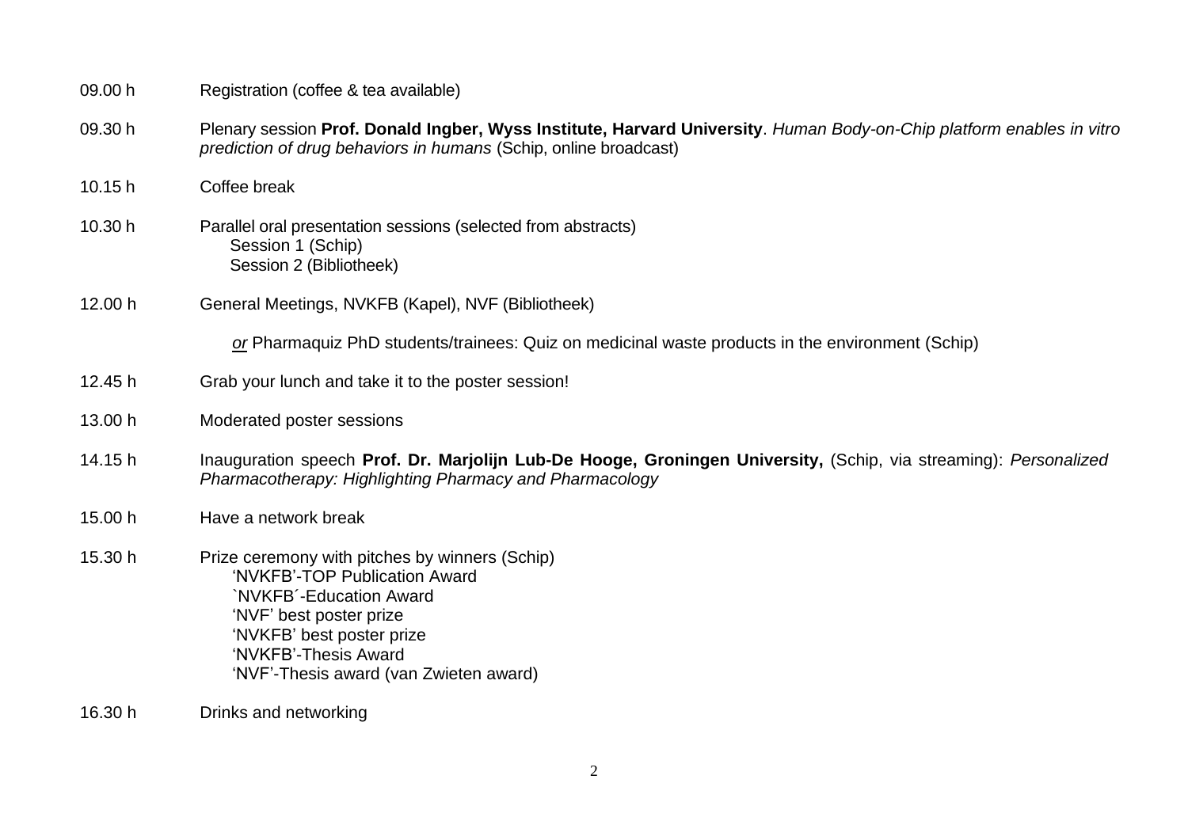09.00 h Registration (coffee & tea available)

09.30 h Plenary session **Prof. Donald Ingber, Wyss Institute, Harvard University**. *Human Body-on-Chip platform enables in vitro prediction of drug behaviors in humans* (Schip, online broadcast)

10.15 h Coffee break

10.30 h Parallel oral presentation sessions (selected from abstracts)
Session 1 (Schip)
Session 2 (Bibliotheek)

12.00 h General Meetings, NVKFB (Kapel), NVF (Bibliotheek)

*or* Pharmaquiz PhD students/trainees: Quiz on medicinal waste products in the environment (Schip)

12.45 h Grab your lunch and take it to the poster session!

13.00 h Moderated poster sessions

14.15 h Inauguration speech **Prof. Dr. Marjolijn Lub-De Hooge, Groningen University,** (Schip, via streaming): *Personalized Pharmacotherapy: Highlighting Pharmacy and Pharmacology*

15.00 h Have a network break

15.30 h Prize ceremony with pitches by winners (Schip)
'NVKFB'-TOP Publication Award
`NVKFB´-Education Award
'NVF' best poster prize
'NVKFB' best poster prize
'NVKFB'-Thesis Award
'NVF'-Thesis award (van Zwieten award)

16.30 h Drinks and networking